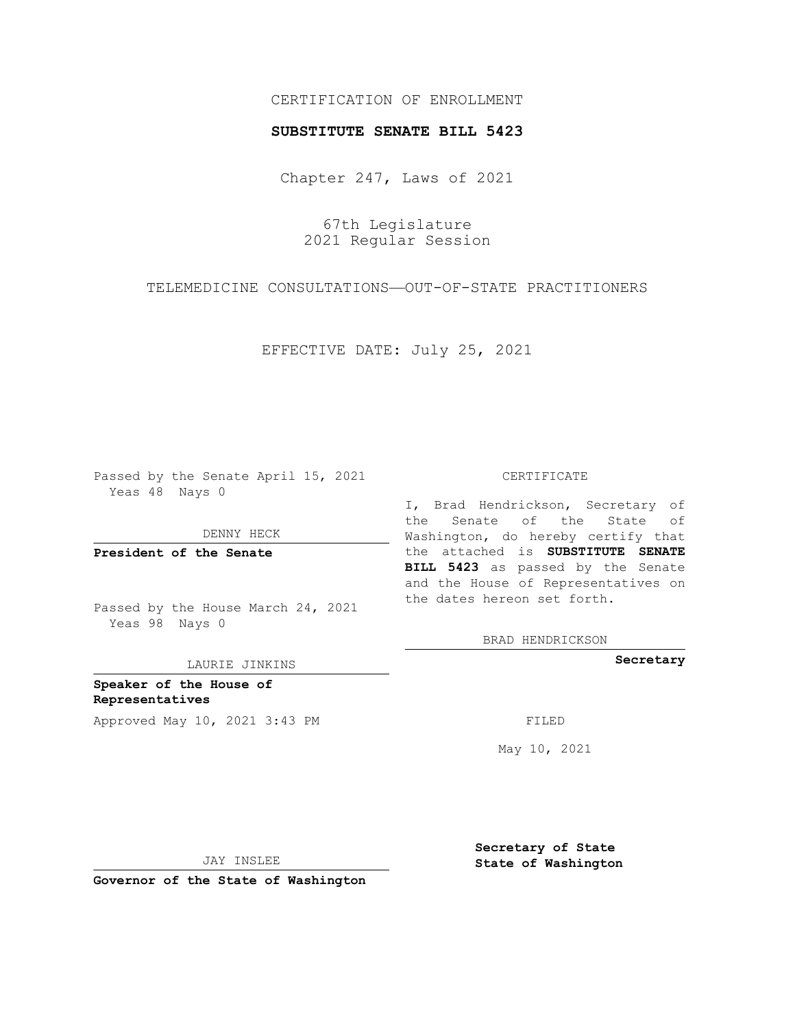CERTIFICATION OF ENROLLMENT

**SUBSTITUTE SENATE BILL 5423**

Chapter 247, Laws of 2021

67th Legislature
2021 Regular Session

TELEMEDICINE CONSULTATIONS—OUT-OF-STATE PRACTITIONERS

EFFECTIVE DATE: July 25, 2021

Passed by the Senate April 15, 2021
Yeas 48 Nays 0

DENNY HECK

**President of the Senate**

Passed by the House March 24, 2021
Yeas 98 Nays 0

LAURIE JINKINS

**Speaker of the House of Representatives**

Approved May 10, 2021 3:43 PM

JAY INSLEE

**Governor of the State of Washington**

CERTIFICATE

I, Brad Hendrickson, Secretary of the Senate of the State of Washington, do hereby certify that the attached is **SUBSTITUTE SENATE BILL 5423** as passed by the Senate and the House of Representatives on the dates hereon set forth.

BRAD HENDRICKSON

**Secretary**

FILED

May 10, 2021

**Secretary of State**
**State of Washington**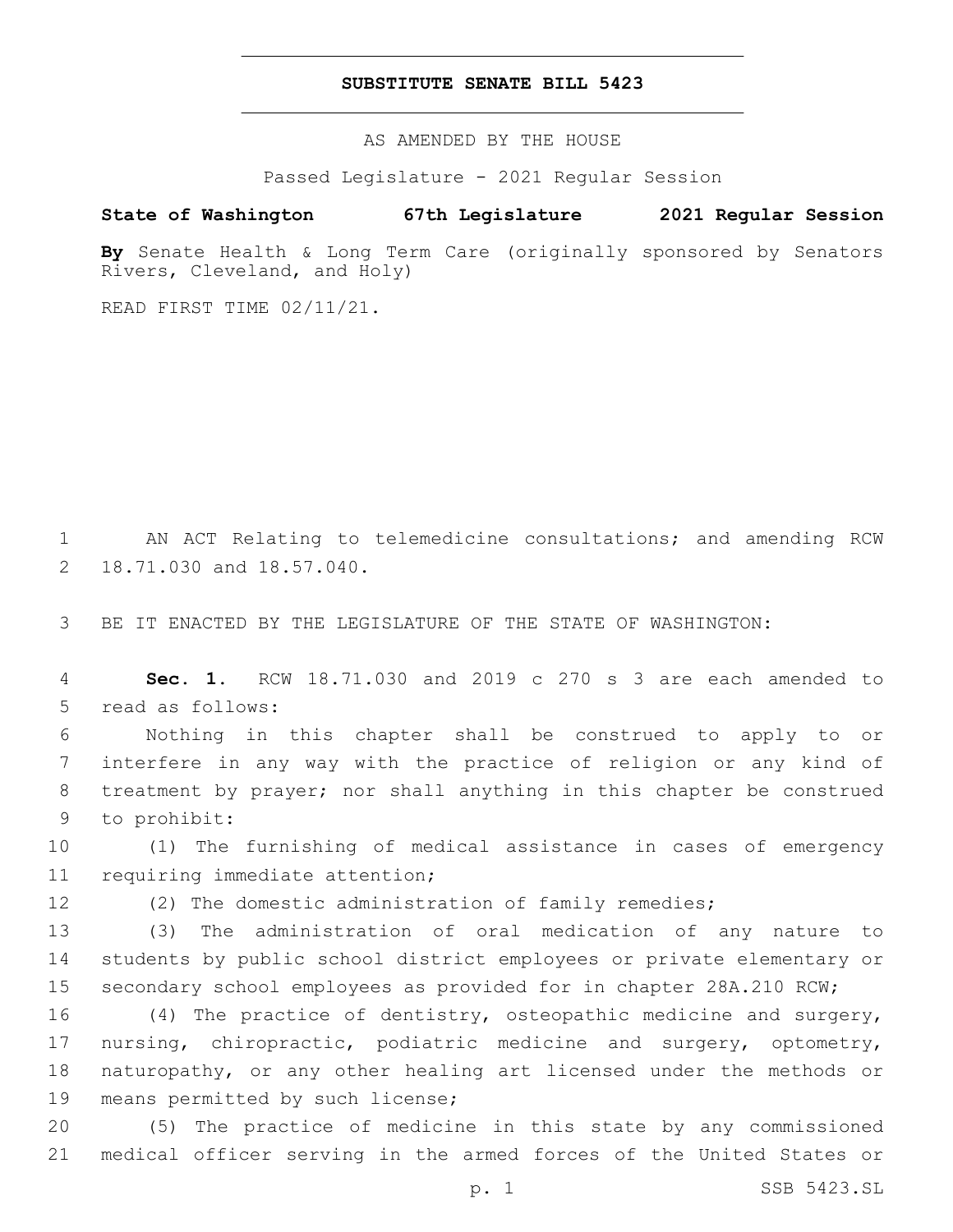# SUBSTITUTE SENATE BILL 5423

AS AMENDED BY THE HOUSE

Passed Legislature - 2021 Regular Session

**State of Washington 67th Legislature 2021 Regular Session**

**By** Senate Health & Long Term Care (originally sponsored by Senators Rivers, Cleveland, and Holy)

READ FIRST TIME 02/11/21.

AN ACT Relating to telemedicine consultations; and amending RCW 18.71.030 and 18.57.040.

BE IT ENACTED BY THE LEGISLATURE OF THE STATE OF WASHINGTON:

**Sec. 1.** RCW 18.71.030 and 2019 c 270 s 3 are each amended to read as follows:

Nothing in this chapter shall be construed to apply to or interfere in any way with the practice of religion or any kind of treatment by prayer; nor shall anything in this chapter be construed to prohibit:

(1) The furnishing of medical assistance in cases of emergency requiring immediate attention;

(2) The domestic administration of family remedies;

(3) The administration of oral medication of any nature to students by public school district employees or private elementary or secondary school employees as provided for in chapter 28A.210 RCW;

(4) The practice of dentistry, osteopathic medicine and surgery, nursing, chiropractic, podiatric medicine and surgery, optometry, naturopathy, or any other healing art licensed under the methods or means permitted by such license;

(5) The practice of medicine in this state by any commissioned medical officer serving in the armed forces of the United States or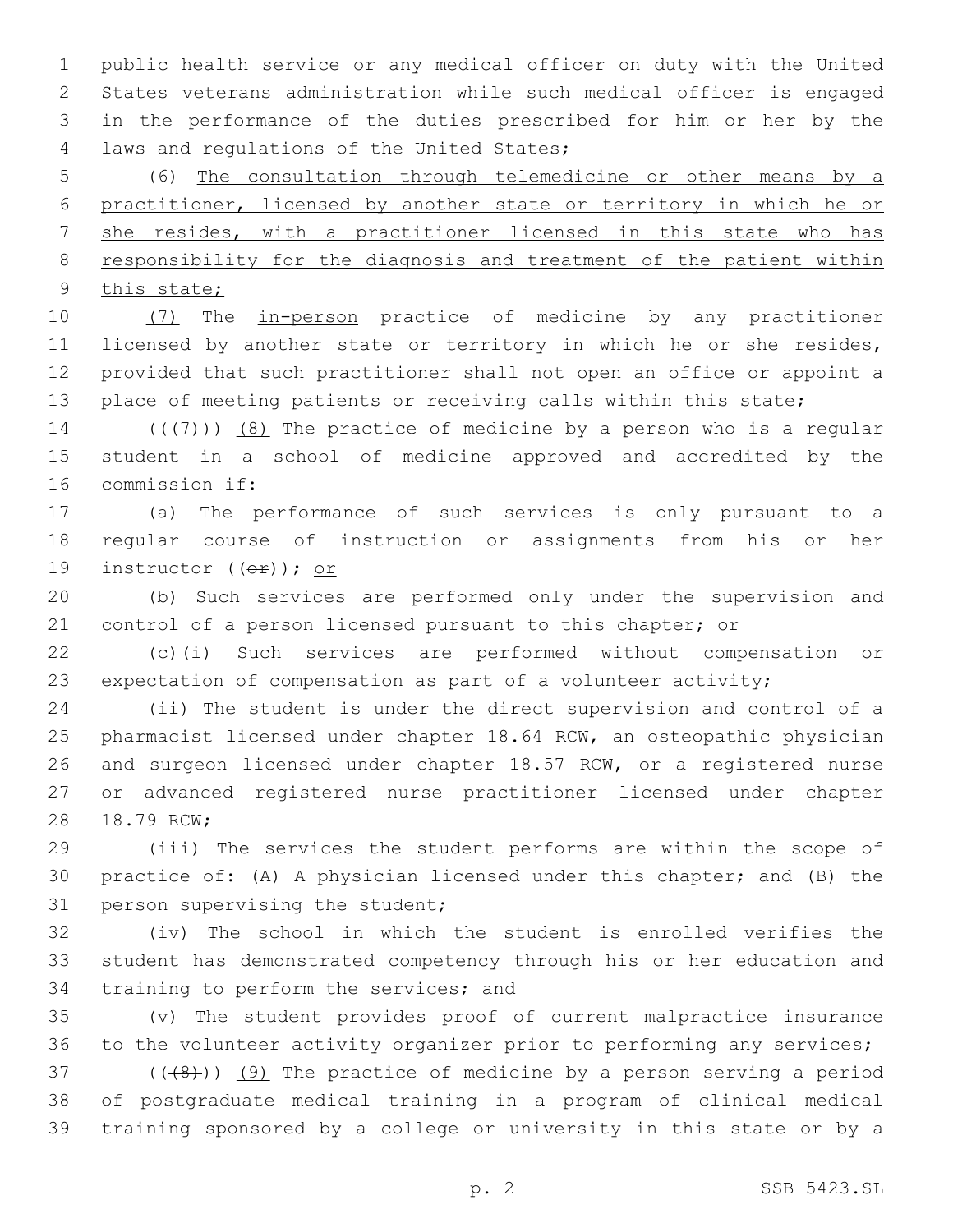public health service or any medical officer on duty with the United States veterans administration while such medical officer is engaged in the performance of the duties prescribed for him or her by the laws and regulations of the United States;

(6) <u>The consultation through telemedicine or other means by a practitioner, licensed by another state or territory in which he or she resides, with a practitioner licensed in this state who has responsibility for the diagnosis and treatment of the patient within this state;</u>

<u>(7)</u> The <u>in-person</u> practice of medicine by any practitioner licensed by another state or territory in which he or she resides, provided that such practitioner shall not open an office or appoint a place of meeting patients or receiving calls within this state;

~~((7))~~ <u>(8)</u> The practice of medicine by a person who is a regular student in a school of medicine approved and accredited by the commission if:

(a) The performance of such services is only pursuant to a regular course of instruction or assignments from his or her instructor ~~((or))~~; <u>or</u>

(b) Such services are performed only under the supervision and control of a person licensed pursuant to this chapter; or

(c)(i) Such services are performed without compensation or expectation of compensation as part of a volunteer activity;

(ii) The student is under the direct supervision and control of a pharmacist licensed under chapter 18.64 RCW, an osteopathic physician and surgeon licensed under chapter 18.57 RCW, or a registered nurse or advanced registered nurse practitioner licensed under chapter 18.79 RCW;

(iii) The services the student performs are within the scope of practice of: (A) A physician licensed under this chapter; and (B) the person supervising the student;

(iv) The school in which the student is enrolled verifies the student has demonstrated competency through his or her education and training to perform the services; and

(v) The student provides proof of current malpractice insurance to the volunteer activity organizer prior to performing any services;

~~((8))~~ <u>(9)</u> The practice of medicine by a person serving a period of postgraduate medical training in a program of clinical medical training sponsored by a college or university in this state or by a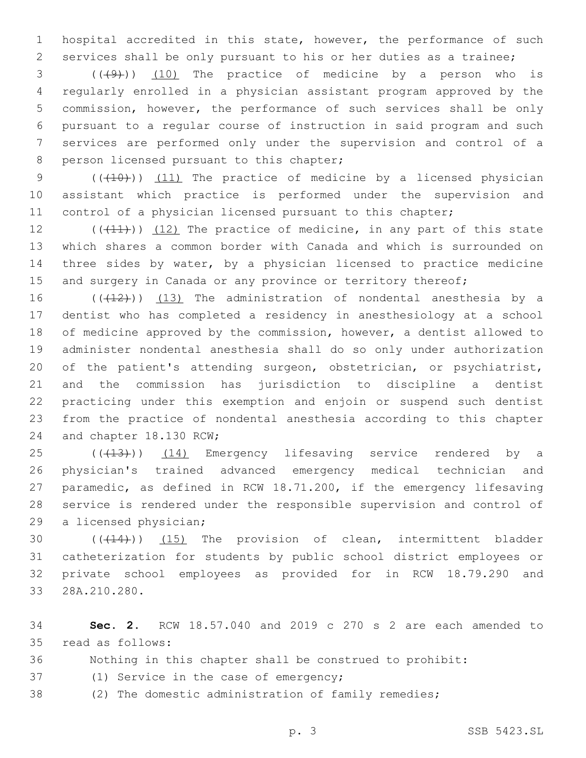hospital accredited in this state, however, the performance of such services shall be only pursuant to his or her duties as a trainee;

((~~(9)~~)) <u>(10)</u> The practice of medicine by a person who is regularly enrolled in a physician assistant program approved by the commission, however, the performance of such services shall be only pursuant to a regular course of instruction in said program and such services are performed only under the supervision and control of a person licensed pursuant to this chapter;

((~~(10)~~)) <u>(11)</u> The practice of medicine by a licensed physician assistant which practice is performed under the supervision and control of a physician licensed pursuant to this chapter;

((~~(11)~~)) <u>(12)</u> The practice of medicine, in any part of this state which shares a common border with Canada and which is surrounded on three sides by water, by a physician licensed to practice medicine and surgery in Canada or any province or territory thereof;

((~~(12)~~)) <u>(13)</u> The administration of nondental anesthesia by a dentist who has completed a residency in anesthesiology at a school of medicine approved by the commission, however, a dentist allowed to administer nondental anesthesia shall do so only under authorization of the patient's attending surgeon, obstetrician, or psychiatrist, and the commission has jurisdiction to discipline a dentist practicing under this exemption and enjoin or suspend such dentist from the practice of nondental anesthesia according to this chapter and chapter 18.130 RCW;

((~~(13)~~)) <u>(14)</u> Emergency lifesaving service rendered by a physician's trained advanced emergency medical technician and paramedic, as defined in RCW 18.71.200, if the emergency lifesaving service is rendered under the responsible supervision and control of a licensed physician;

((~~(14)~~)) <u>(15)</u> The provision of clean, intermittent bladder catheterization for students by public school district employees or private school employees as provided for in RCW 18.79.290 and 28A.210.280.

**Sec. 2.** RCW 18.57.040 and 2019 c 270 s 2 are each amended to read as follows:

Nothing in this chapter shall be construed to prohibit:

(1) Service in the case of emergency;

(2) The domestic administration of family remedies;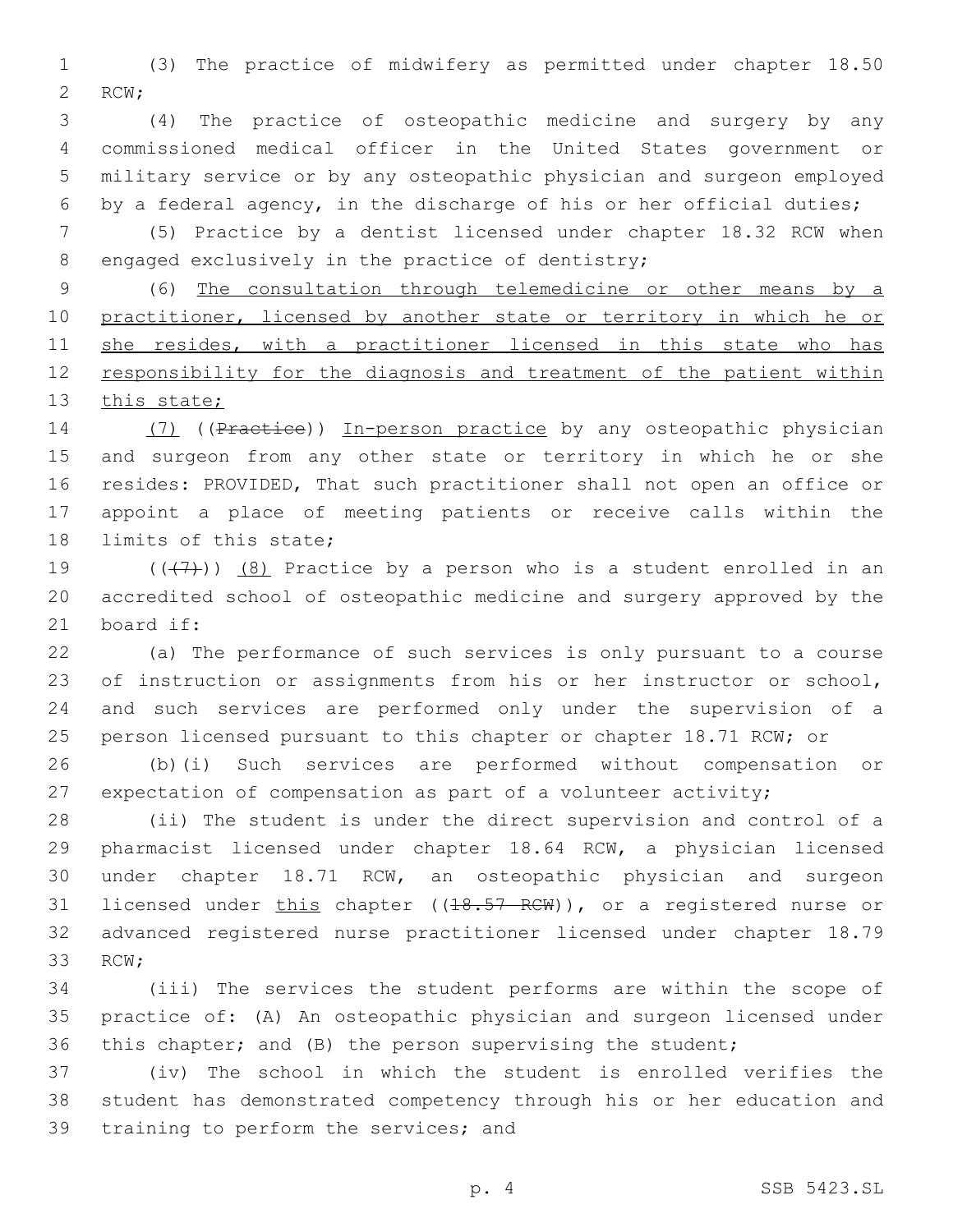(3) The practice of midwifery as permitted under chapter 18.50 RCW;

(4) The practice of osteopathic medicine and surgery by any commissioned medical officer in the United States government or military service or by any osteopathic physician and surgeon employed by a federal agency, in the discharge of his or her official duties;

(5) Practice by a dentist licensed under chapter 18.32 RCW when engaged exclusively in the practice of dentistry;

(6) <u>The consultation through telemedicine or other means by a practitioner, licensed by another state or territory in which he or she resides, with a practitioner licensed in this state who has responsibility for the diagnosis and treatment of the patient within this state;</u>

<u>(7)</u> ((~~Practice~~)) <u>In-person practice</u> by any osteopathic physician and surgeon from any other state or territory in which he or she resides: PROVIDED, That such practitioner shall not open an office or appoint a place of meeting patients or receive calls within the limits of this state;

((~~(7)~~)) <u>(8)</u> Practice by a person who is a student enrolled in an accredited school of osteopathic medicine and surgery approved by the board if:

(a) The performance of such services is only pursuant to a course of instruction or assignments from his or her instructor or school, and such services are performed only under the supervision of a person licensed pursuant to this chapter or chapter 18.71 RCW; or

(b)(i) Such services are performed without compensation or expectation of compensation as part of a volunteer activity;

(ii) The student is under the direct supervision and control of a pharmacist licensed under chapter 18.64 RCW, a physician licensed under chapter 18.71 RCW, an osteopathic physician and surgeon licensed under <u>this</u> chapter ((~~18.57 RCW~~)), or a registered nurse or advanced registered nurse practitioner licensed under chapter 18.79 RCW;

(iii) The services the student performs are within the scope of practice of: (A) An osteopathic physician and surgeon licensed under this chapter; and (B) the person supervising the student;

(iv) The school in which the student is enrolled verifies the student has demonstrated competency through his or her education and training to perform the services; and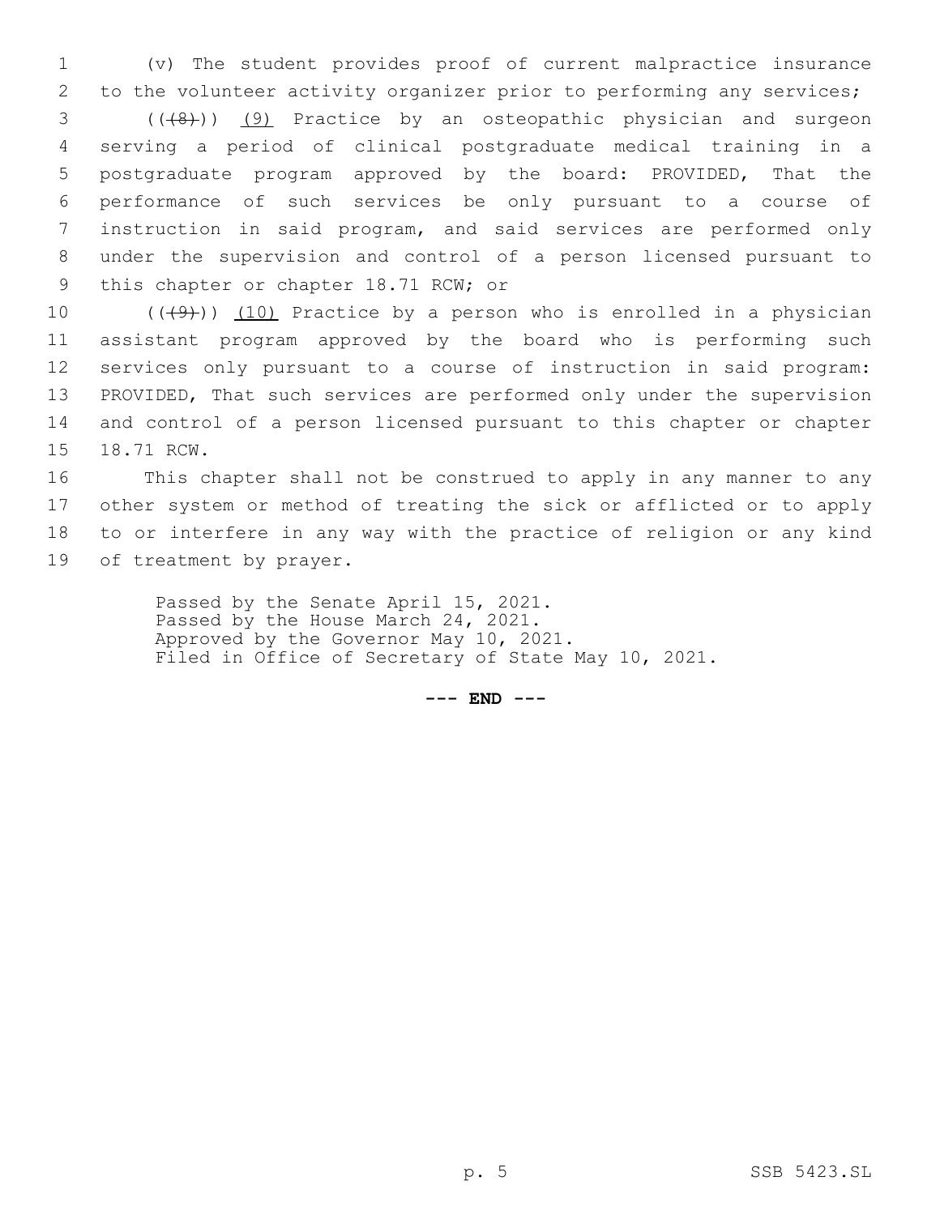(v) The student provides proof of current malpractice insurance to the volunteer activity organizer prior to performing any services;

(((8))) (9) Practice by an osteopathic physician and surgeon serving a period of clinical postgraduate medical training in a postgraduate program approved by the board: PROVIDED, That the performance of such services be only pursuant to a course of instruction in said program, and said services are performed only under the supervision and control of a person licensed pursuant to this chapter or chapter 18.71 RCW; or

(((9))) (10) Practice by a person who is enrolled in a physician assistant program approved by the board who is performing such services only pursuant to a course of instruction in said program: PROVIDED, That such services are performed only under the supervision and control of a person licensed pursuant to this chapter or chapter 18.71 RCW.

This chapter shall not be construed to apply in any manner to any other system or method of treating the sick or afflicted or to apply to or interfere in any way with the practice of religion or any kind of treatment by prayer.

Passed by the Senate April 15, 2021.
Passed by the House March 24, 2021.
Approved by the Governor May 10, 2021.
Filed in Office of Secretary of State May 10, 2021.

**--- END ---**